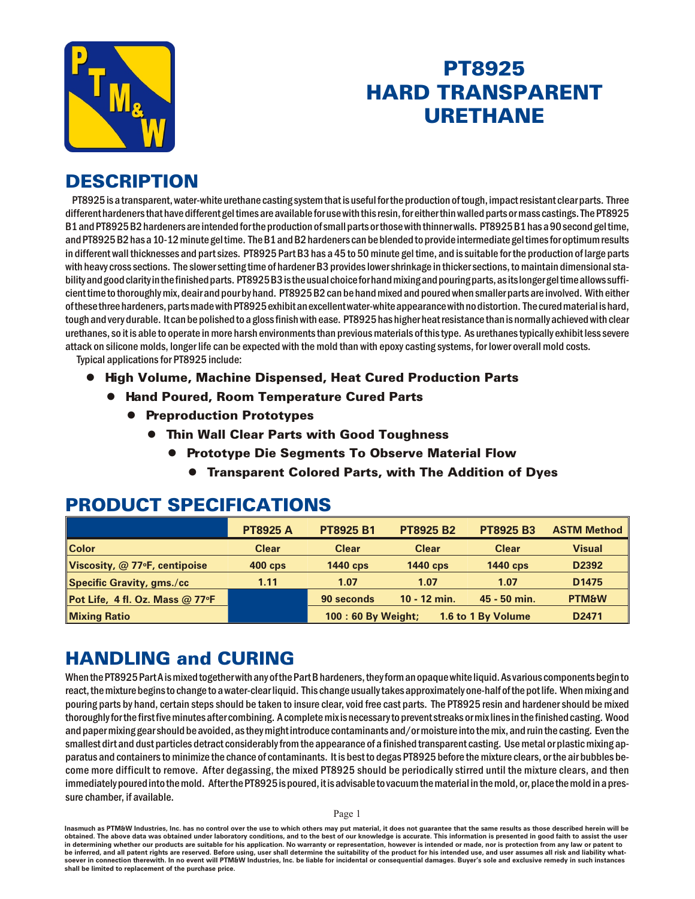# PT8925 HARD TRANSPARENT URETHANE

## DESCRIPTION

PT8925 is a transparent, water-white urethane casting system that is useful for the production of tough, impact resistant clear parts. Three different hardeners that have different gel times are available for use with this resin, for either thin walled parts or mass castings. The PT8925 B1 and PT8925 B2 hardeners are intended for the production of small parts or those with thinner walls. PT8925 B1 has a 90 second gel time, and PT8925 B2 has a 10-12 minute gel time. The B1 and B2 hardeners can be blended to provide intermediate gel times for optimum results in different wall thicknesses and part sizes. PT8925 Part B3 has a 45 to 50 minute gel time, and is suitable for the production of large parts with heavy cross sections. The slower setting time of hardener B3 provides lower shrinkage in thicker sections, to maintain dimensional stability and good clarity in the finished parts. PT8925 B3 is the usual choice for hand mixing and pouring parts, as its longer gel time allows sufficient time to thoroughly mix, deair and pour by hand. PT8925 B2 can be hand mixed and poured when smaller parts are involved. With either of these three hardeners, parts made with PT8925 exhibit an excellent water-white appearance with no distortion. The cured material is hard, tough and very durable. It can be polished to a gloss finish with ease. PT8925 has higher heat resistance than is normally achieved with clear urethanes, so it is able to operate in more harsh environments than previous materials of this type. As urethanes typically exhibit less severe attack on silicone molds, longer life can be expected with the mold than with epoxy casting systems, for lower overall mold costs.

Typical applications for PT8925 include:

- **High Volume, Machine Dispensed, Heat Cured Production Parts**
- **Hand Poured, Room Temperature Cured Parts**
- **Preproduction Prototypes**
- **Thin Wall Clear Parts with Good Toughness**
- **Prototype Die Segments To Observe Material Flow**
- **Transparent Colored Parts, with The Addition of Dyes**

## PRODUCT SPECIFICATIONS

| | PT8925 A | PT8925 B1 | PT8925 B2 | PT8925 B3 | ASTM Method |
|---|---|---|---|---|---|
| Color | Clear | Clear | Clear | Clear | Visual |
| Viscosity, @ 77°F, centipoise | 400 cps | 1440 cps | 1440 cps | 1440 cps | D2392 |
| Specific Gravity, gms./cc | 1.11 | 1.07 | 1.07 | 1.07 | D1475 |
| Pot Life, 4 fl. Oz. Mass @ 77°F | | 90 seconds | 10 - 12 min. | 45 - 50 min. | PTM&W |
| Mixing Ratio | | 100 : 60 By Weight; | 1.6 to 1 By Volume | | D2471 |

## HANDLING and CURING

When the PT8925 Part A is mixed together with any of the Part B hardeners, they form an opaque white liquid. As various components begin to react, the mixture begins to change to a water-clear liquid. This change usually takes approximately one-half of the pot life. When mixing and pouring parts by hand, certain steps should be taken to insure clear, void free cast parts. The PT8925 resin and hardener should be mixed thoroughly for the first five minutes after combining. A complete mix is necessary to prevent streaks or mix lines in the finished casting. Wood and paper mixing gear should be avoided, as they might introduce contaminants and/or moisture into the mix, and ruin the casting. Even the smallest dirt and dust particles detract considerably from the appearance of a finished transparent casting. Use metal or plastic mixing apparatus and containers to minimize the chance of contaminants. It is best to degas PT8925 before the mixture clears, or the air bubbles become more difficult to remove. After degassing, the mixed PT8925 should be periodically stirred until the mixture clears, and then immediately poured into the mold. After the PT8925 is poured, it is advisable to vacuum the material in the mold, or, place the mold in a pressure chamber, if available.

Inasmuch as PTM&W Industries, Inc. has no control over the use to which others may put material, it does not guarantee that the same results as those described herein will be obtained. The above data was obtained under laboratory conditions, and to the best of our knowledge is accurate. This information is presented in good faith to assist the user in determining whether our products are suitable for his application. No warranty or representation, however is intended or made, nor is protection from any law or patent to be inferred, and all patent rights are reserved. Before using, user shall determine the suitability of the product for his intended use, and user assumes all risk and liability whatsoever in connection therewith. In no event will PTM&W Industries, Inc. be liable for incidental or consequential damages. Buyer's sole and exclusive remedy in such instances shall be limited to replacement of the purchase price.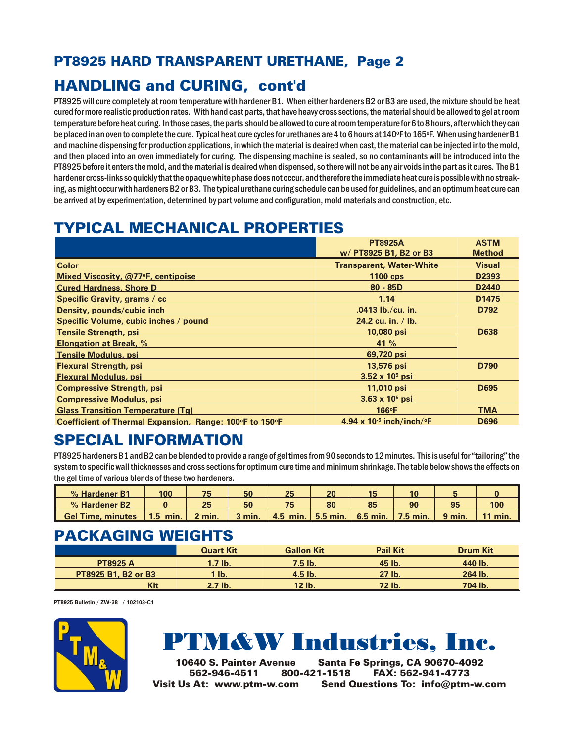## PT8925 HARD TRANSPARENT URETHANE, Page 2

## HANDLING and CURING, cont'd

PT8925 will cure completely at room temperature with hardener B1. When either hardeners B2 or B3 are used, the mixture should be heat cured for more realistic production rates. With hand cast parts, that have heavy cross sections, the material should be allowed to gel at room temperature before heat curing. In those cases, the parts should be allowed to cure at room temperature for 6 to 8 hours, after which they can be placed in an oven to complete the cure. Typical heat cure cycles for urethanes are 4 to 6 hours at 140ºF to 165ºF. When using hardener B1 and machine dispensing for production applications, in which the material is deaired when cast, the material can be injected into the mold, and then placed into an oven immediately for curing. The dispensing machine is sealed, so no contaminants will be introduced into the PT8925 before it enters the mold, and the material is deaired when dispensed, so there will not be any air voids in the part as it cures. The B1 hardener cross-links so quickly that the opaque white phase does not occur, and therefore the immediate heat cure is possible with no streaking, as might occur with hardeners B2 or B3. The typical urethane curing schedule can be used for guidelines, and an optimum heat cure can be arrived at by experimentation, determined by part volume and configuration, mold materials and construction, etc.

## TYPICAL MECHANICAL PROPERTIES

| | PT8925A w/ PT8925 B1, B2 or B3 | ASTM Method |
|---|---|---|
| Color | Transparent, Water-White | Visual |
| Mixed Viscosity, @77ºF, centipoise | 1100 cps | D2393 |
| Cured Hardness, Shore D | 80 - 85D | D2440 |
| Specific Gravity, grams / cc | 1.14 | D1475 |
| Density, pounds/cubic inch | .0413 lb./cu. in. | D792 |
| Specific Volume, cubic inches / pound | 24.2 cu. in. / lb. | |
| Tensile Strength, psi | 10,080 psi | D638 |
| Elongation at Break, % | 41 % | |
| Tensile Modulus, psi | 69,720 psi | |
| Flexural Strength, psi | 13,576 psi | D790 |
| Flexural Modulus, psi | $3.52 \times 10^5$ psi | |
| Compressive Strength, psi | 11,010 psi | D695 |
| Compressive Modulus, psi | $3.63 \times 10^5$ psi | |
| Glass Transition Temperature (Tg) | 166ºF | TMA |
| Coefficient of Thermal Expansion, Range: 100ºF to 150ºF | $4.94 \times 10^{-5}$ inch/inch/ºF | D696 |

## SPECIAL INFORMATION

PT8925 hardeners B1 and B2 can be blended to provide a range of gel times from 90 seconds to 12 minutes. This is useful for "tailoring" the system to specific wall thicknesses and cross sections for optimum cure time and minimum shrinkage. The table below shows the effects on the gel time of various blends of these two hardeners.

| % Hardener B1 | 100 | 75 | 50 | 25 | 20 | 15 | 10 | 5 | 0 |
|---|---|---|---|---|---|---|---|---|---|
| % Hardener B2 | 0 | 25 | 50 | 75 | 80 | 85 | 90 | 95 | 100 |
| Gel Time, minutes | 1.5 min. | 2 min. | 3 min. | 4.5 min. | 5.5 min. | 6.5 min. | 7.5 min. | 9 min. | 11 min. |

## PACKAGING WEIGHTS

| | Quart Kit | Gallon Kit | Pail Kit | Drum Kit |
|---|---|---|---|---|
| PT8925 A | 1.7 lb. | 7.5 lb. | 45 lb. | 440 lb. |
| PT8925 B1, B2 or B3 | 1 lb. | 4.5 lb. | 27 lb. | 264 lb. |
| Kit | 2.7 lb. | 12 lb. | 72 lb. | 704 lb. |

PT8925 Bulletin / ZW-38 / 102103-C1

**PTM&W Industries, Inc.**

10640 S. Painter Avenue Santa Fe Springs, CA 90670-4092
562-946-4511 800-421-1518 FAX: 562-941-4773
Visit Us At: www.ptm-w.com Send Questions To: info@ptm-w.com